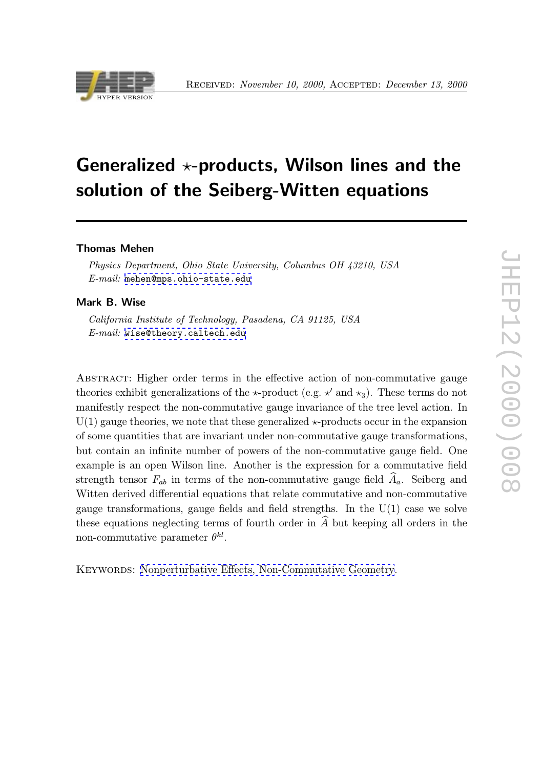Received: *November 10, 2000*, Accepted: *December 13, 2000*

# Generalized $\star$-products, Wilson lines and the solution of the Seiberg-Witten equations

**Thomas Mehen**

*Physics Department, Ohio State University, Columbus OH 43210, USA*
*E-mail:* mehen@mps.ohio-state.edu

**Mark B. Wise**

*California Institute of Technology, Pasadena, CA 91125, USA*
*E-mail:* wise@theory.caltech.edu

Abstract: Higher order terms in the effective action of non-commutative gauge theories exhibit generalizations of the $\star$-product (e.g. $\star'$ and $\star_3$). These terms do not manifestly respect the non-commutative gauge invariance of the tree level action. In U(1) gauge theories, we note that these generalized $\star$-products occur in the expansion of some quantities that are invariant under non-commutative gauge transformations, but contain an infinite number of powers of the non-commutative gauge field. One example is an open Wilson line. Another is the expression for a commutative field strength tensor $F_{ab}$ in terms of the non-commutative gauge field $\widehat{A}_a$. Seiberg and Witten derived differential equations that relate commutative and non-commutative gauge transformations, gauge fields and field strengths. In the U(1) case we solve these equations neglecting terms of fourth order in $\widehat{A}$ but keeping all orders in the non-commutative parameter $\theta^{kl}$.

Keywords: Nonperturbative Effects, Non-Commutative Geometry.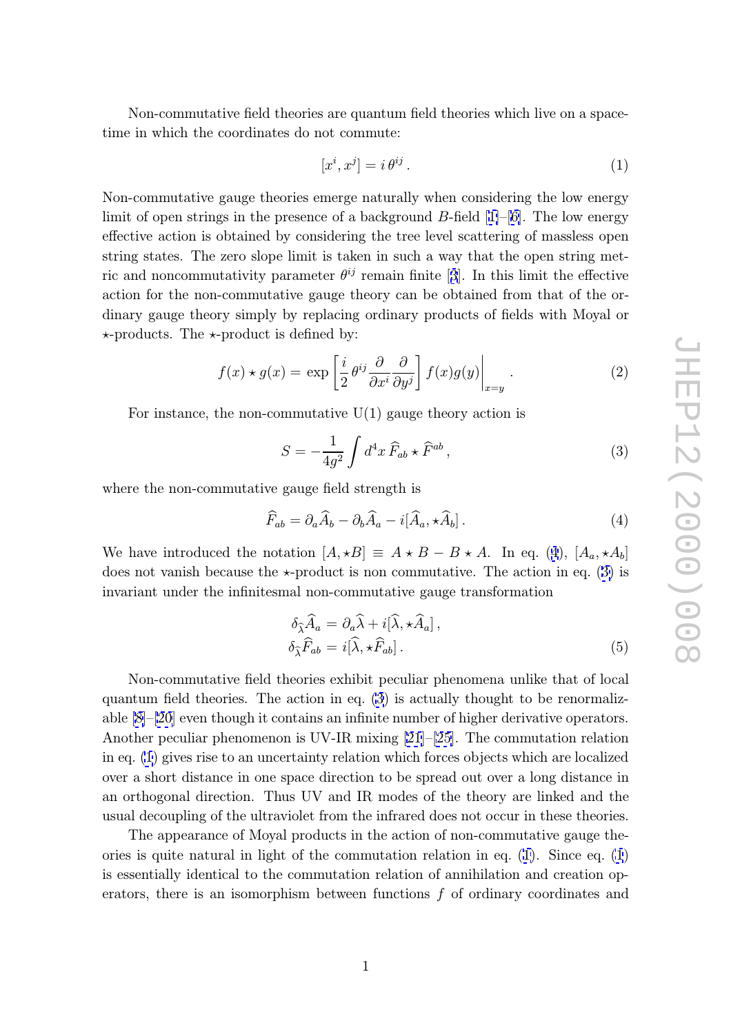Non-commutative field theories are quantum field theories which live on a space-time in which the coordinates do not commute:

$$[x^i, x^j] = i\,\theta^{ij}\,. \tag{1}$$

Non-commutative gauge theories emerge naturally when considering the low energy limit of open strings in the presence of a background $B$-field [1]–[6]. The low energy effective action is obtained by considering the tree level scattering of massless open string states. The zero slope limit is taken in such a way that the open string metric and noncommutativity parameter $\theta^{ij}$ remain finite [3]. In this limit the effective action for the non-commutative gauge theory can be obtained from that of the ordinary gauge theory simply by replacing ordinary products of fields with Moyal or $\star$-products. The $\star$-product is defined by:

$$f(x) \star g(x) = \exp\left[\frac{i}{2}\theta^{ij}\frac{\partial}{\partial x^i}\frac{\partial}{\partial y^j}\right] f(x)g(y)\Big|_{x=y}\,. \tag{2}$$

For instance, the non-commutative U(1) gauge theory action is

$$S = -\frac{1}{4g^2}\int d^4x\, \widehat{F}_{ab} \star \widehat{F}^{ab}\,, \tag{3}$$

where the non-commutative gauge field strength is

$$\widehat{F}_{ab} = \partial_a \widehat{A}_b - \partial_b \widehat{A}_a - i[\widehat{A}_a, \star \widehat{A}_b]\,. \tag{4}$$

We have introduced the notation $[A, \star B] \equiv A \star B - B \star A$. In eq. (4), $[A_a, \star A_b]$ does not vanish because the $\star$-product is non commutative. The action in eq. (3) is invariant under the infinitesimal non-commutative gauge transformation

$$\begin{aligned}
\delta_{\widehat{\lambda}} \widehat{A}_a &= \partial_a \widehat{\lambda} + i[\widehat{\lambda}, \star \widehat{A}_a]\,,\\
\delta_{\widehat{\lambda}} \widehat{F}_{ab} &= i[\widehat{\lambda}, \star \widehat{F}_{ab}]\,.
\end{aligned} \tag{5}$$

Non-commutative field theories exhibit peculiar phenomena unlike that of local quantum field theories. The action in eq. (3) is actually thought to be renormalizable [8]–[20] even though it contains an infinite number of higher derivative operators. Another peculiar phenomenon is UV-IR mixing [21]–[25]. The commutation relation in eq. (1) gives rise to an uncertainty relation which forces objects which are localized over a short distance in one space direction to be spread out over a long distance in an orthogonal direction. Thus UV and IR modes of the theory are linked and the usual decoupling of the ultraviolet from the infrared does not occur in these theories.

The appearance of Moyal products in the action of non-commutative gauge theories is quite natural in light of the commutation relation in eq. (1). Since eq. (1) is essentially identical to the commutation relation of annihilation and creation operators, there is an isomorphism between functions $f$ of ordinary coordinates and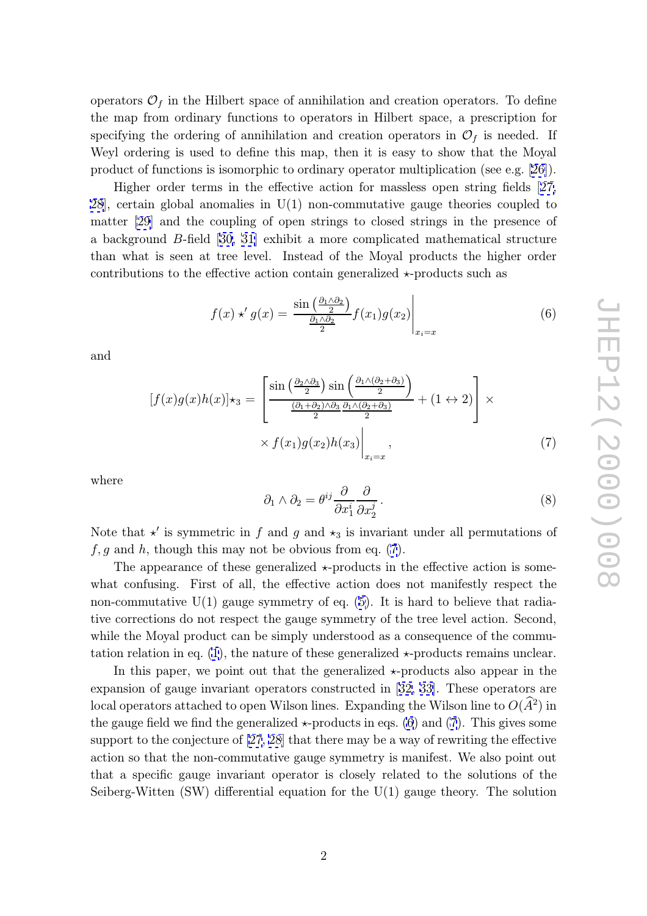operators $\mathcal{O}_f$ in the Hilbert space of annihilation and creation operators. To define the map from ordinary functions to operators in Hilbert space, a prescription for specifying the ordering of annihilation and creation operators in $\mathcal{O}_f$ is needed. If Weyl ordering is used to define this map, then it is easy to show that the Moyal product of functions is isomorphic to ordinary operator multiplication (see e.g. [26]).

Higher order terms in the effective action for massless open string fields [27, 28], certain global anomalies in U(1) non-commutative gauge theories coupled to matter [29] and the coupling of open strings to closed strings in the presence of a background $B$-field [30, 31] exhibit a more complicated mathematical structure than what is seen at tree level. Instead of the Moyal products the higher order contributions to the effective action contain generalized $\star$-products such as

$$f(x) \star' g(x) = \left. \frac{\sin\left(\frac{\partial_1 \wedge \partial_2}{2}\right)}{\frac{\partial_1 \wedge \partial_2}{2}} f(x_1) g(x_2) \right|_{x_i = x} \tag{6}$$

and

$$[f(x)g(x)h(x)]_{\star_3} = \left[ \frac{\sin\left(\frac{\partial_2 \wedge \partial_3}{2}\right) \sin\left(\frac{\partial_1 \wedge (\partial_2 + \partial_3)}{2}\right)}{\frac{(\partial_1 + \partial_2) \wedge \partial_3}{2} \frac{\partial_1 \wedge (\partial_2 + \partial_3)}{2}} + (1 \leftrightarrow 2) \right] \times \\ \times \left. f(x_1) g(x_2) h(x_3) \right|_{x_i = x}, \tag{7}$$

where

$$\partial_1 \wedge \partial_2 = \theta^{ij} \frac{\partial}{\partial x_1^i} \frac{\partial}{\partial x_2^j}. \tag{8}$$

Note that $\star'$ is symmetric in $f$ and $g$ and $\star_3$ is invariant under all permutations of $f, g$ and $h$, though this may not be obvious from eq. (7).

The appearance of these generalized $\star$-products in the effective action is somewhat confusing. First of all, the effective action does not manifestly respect the non-commutative U(1) gauge symmetry of eq. (5). It is hard to believe that radiative corrections do not respect the gauge symmetry of the tree level action. Second, while the Moyal product can be simply understood as a consequence of the commutation relation in eq. (1), the nature of these generalized $\star$-products remains unclear.

In this paper, we point out that the generalized $\star$-products also appear in the expansion of gauge invariant operators constructed in [32, 33]. These operators are local operators attached to open Wilson lines. Expanding the Wilson line to $O(\widehat{A}^2)$ in the gauge field we find the generalized $\star$-products in eqs. (6) and (7). This gives some support to the conjecture of [27, 28] that there may be a way of rewriting the effective action so that the non-commutative gauge symmetry is manifest. We also point out that a specific gauge invariant operator is closely related to the solutions of the Seiberg-Witten (SW) differential equation for the U(1) gauge theory. The solution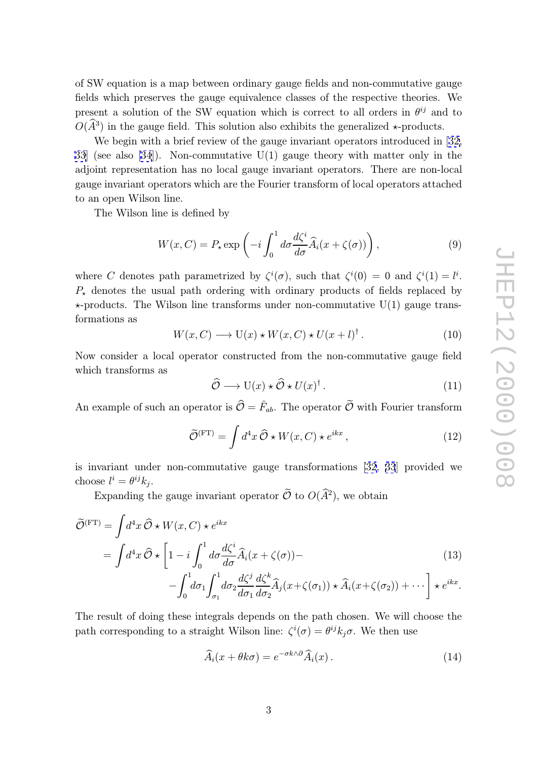of SW equation is a map between ordinary gauge fields and non-commutative gauge fields which preserves the gauge equivalence classes of the respective theories. We present a solution of the SW equation which is correct to all orders in $\theta^{ij}$ and to $O(\widehat{A}^3)$ in the gauge field. This solution also exhibits the generalized $\star$-products.

We begin with a brief review of the gauge invariant operators introduced in [32, 33] (see also [34]). Non-commutative U(1) gauge theory with matter only in the adjoint representation has no local gauge invariant operators. There are non-local gauge invariant operators which are the Fourier transform of local operators attached to an open Wilson line.

The Wilson line is defined by

$$W(x,C) = P_\star \exp\left(-i\int_0^1 d\sigma \frac{d\zeta^i}{d\sigma}\widehat{A}_i(x+\zeta(\sigma))\right), \tag{9}$$

where $C$ denotes path parametrized by $\zeta^i(\sigma)$, such that $\zeta^i(0) = 0$ and $\zeta^i(1) = l^i$. $P_\star$ denotes the usual path ordering with ordinary products of fields replaced by $\star$-products. The Wilson line transforms under non-commutative U(1) gauge transformations as

$$W(x,C) \longrightarrow \mathrm{U}(x) \star W(x,C) \star U(x+l)^\dagger\,. \tag{10}$$

Now consider a local operator constructed from the non-commutative gauge field which transforms as

$$\widehat{\mathcal{O}} \longrightarrow \mathrm{U}(x) \star \widehat{\mathcal{O}} \star U(x)^\dagger\,. \tag{11}$$

An example of such an operator is $\widehat{\mathcal{O}} = \hat{F}_{ab}$. The operator $\widetilde{\mathcal{O}}$ with Fourier transform

$$\widetilde{\mathcal{O}}^{(\mathrm{FT})} = \int d^4x\, \widehat{\mathcal{O}} \star W(x,C) \star e^{ikx}\,, \tag{12}$$

is invariant under non-commutative gauge transformations [32, 33] provided we choose $l^i = \theta^{ij}k_j$.

Expanding the gauge invariant operator $\widetilde{\mathcal{O}}$ to $O(\widehat{A}^2)$, we obtain

$$\begin{aligned}
\widetilde{\mathcal{O}}^{(\mathrm{FT})} &= \int d^4x\, \widehat{\mathcal{O}} \star W(x,C) \star e^{ikx} \\
&= \int d^4x\, \widehat{\mathcal{O}} \star \Bigg[1 - i\int_0^1 d\sigma \frac{d\zeta^i}{d\sigma}\widehat{A}_i(x+\zeta(\sigma)) - \\
&\qquad - \int_0^1 d\sigma_1 \int_{\sigma_1}^1 d\sigma_2 \frac{d\zeta^j}{d\sigma_1}\frac{d\zeta^k}{d\sigma_2}\widehat{A}_j(x+\zeta(\sigma_1)) \star \widehat{A}_i(x+\zeta(\sigma_2)) + \cdots\Bigg] \star e^{ikx}.
\end{aligned} \tag{13}$$

The result of doing these integrals depends on the path chosen. We will choose the path corresponding to a straight Wilson line: $\zeta^i(\sigma) = \theta^{ij}k_j\sigma$. We then use

$$\widehat{A}_i(x + \theta k\sigma) = e^{-\sigma k\wedge\partial}\widehat{A}_i(x)\,. \tag{14}$$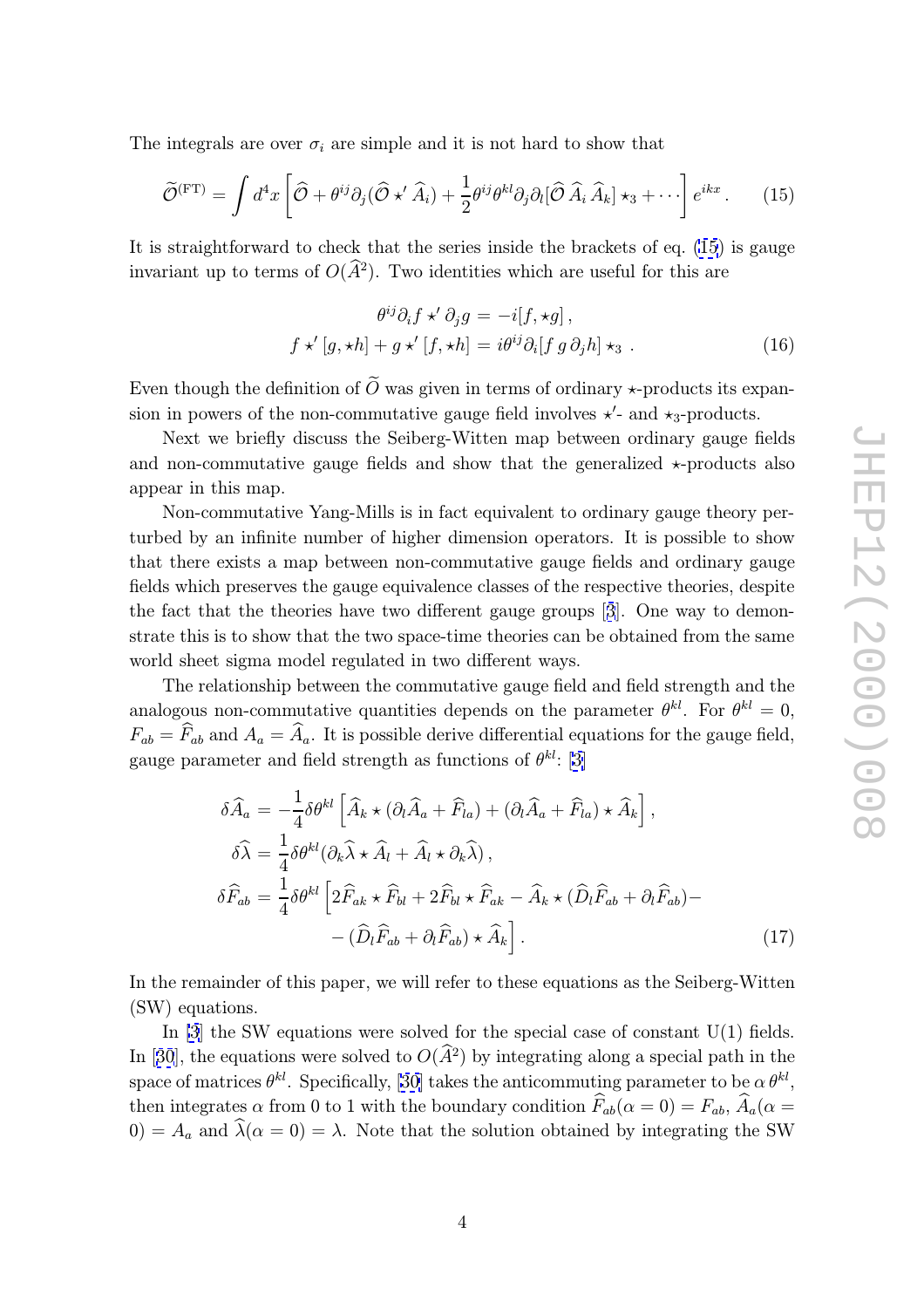The integrals are over $\sigma_i$ are simple and it is not hard to show that

$$\widetilde{\mathcal{O}}^{(\mathrm{FT})} = \int d^4x \left[ \widehat{\mathcal{O}} + \theta^{ij}\partial_j(\widehat{\mathcal{O}} \star' \widehat{A}_i) + \frac{1}{2}\theta^{ij}\theta^{kl}\partial_j\partial_l[\widehat{\mathcal{O}}\,\widehat{A}_i\,\widehat{A}_k]\star_3 + \cdots \right] e^{ikx} \,. \tag{15}$$

It is straightforward to check that the series inside the brackets of eq. (15) is gauge invariant up to terms of $O(\widehat{A}^2)$. Two identities which are useful for this are

$$\begin{aligned}
\theta^{ij}\partial_i f \star' \partial_j g &= -i[f, \star g]\,, \\
f \star' [g, \star h] + g \star' [f, \star h] &= i\theta^{ij}\partial_i[f\, g\, \partial_j h]\star_3 \,.
\end{aligned} \tag{16}$$

Even though the definition of $\widetilde{O}$ was given in terms of ordinary $\star$-products its expansion in powers of the non-commutative gauge field involves $\star'$- and $\star_3$-products.

Next we briefly discuss the Seiberg-Witten map between ordinary gauge fields and non-commutative gauge fields and show that the generalized $\star$-products also appear in this map.

Non-commutative Yang-Mills is in fact equivalent to ordinary gauge theory perturbed by an infinite number of higher dimension operators. It is possible to show that there exists a map between non-commutative gauge fields and ordinary gauge fields which preserves the gauge equivalence classes of the respective theories, despite the fact that the theories have two different gauge groups [3]. One way to demonstrate this is to show that the two space-time theories can be obtained from the same world sheet sigma model regulated in two different ways.

The relationship between the commutative gauge field and field strength and the analogous non-commutative quantities depends on the parameter $\theta^{kl}$. For $\theta^{kl} = 0$, $F_{ab} = \widehat{F}_{ab}$ and $A_a = \widehat{A}_a$. It is possible derive differential equations for the gauge field, gauge parameter and field strength as functions of $\theta^{kl}$: [3]

$$\begin{aligned}
\delta\widehat{A}_a &= -\frac{1}{4}\delta\theta^{kl}\left[\widehat{A}_k \star (\partial_l\widehat{A}_a + \widehat{F}_{la}) + (\partial_l\widehat{A}_a + \widehat{F}_{la}) \star \widehat{A}_k\right], \\
\delta\widehat{\lambda} &= \frac{1}{4}\delta\theta^{kl}(\partial_k\widehat{\lambda} \star \widehat{A}_l + \widehat{A}_l \star \partial_k\widehat{\lambda})\,, \\
\delta\widehat{F}_{ab} &= \frac{1}{4}\delta\theta^{kl}\Big[2\widehat{F}_{ak} \star \widehat{F}_{bl} + 2\widehat{F}_{bl} \star \widehat{F}_{ak} - \widehat{A}_k \star (\widehat{D}_l\widehat{F}_{ab} + \partial_l\widehat{F}_{ab}) - \\
&\qquad - (\widehat{D}_l\widehat{F}_{ab} + \partial_l\widehat{F}_{ab}) \star \widehat{A}_k\Big]\,.
\end{aligned} \tag{17}$$

In the remainder of this paper, we will refer to these equations as the Seiberg-Witten (SW) equations.

In [3] the SW equations were solved for the special case of constant U(1) fields. In [30], the equations were solved to $O(\widehat{A}^2)$ by integrating along a special path in the space of matrices $\theta^{kl}$. Specifically, [30] takes the anticommuting parameter to be $\alpha\,\theta^{kl}$, then integrates $\alpha$ from 0 to 1 with the boundary condition $\widehat{F}_{ab}(\alpha = 0) = F_{ab}$, $\widehat{A}_a(\alpha = 0) = A_a$ and $\widehat{\lambda}(\alpha = 0) = \lambda$. Note that the solution obtained by integrating the SW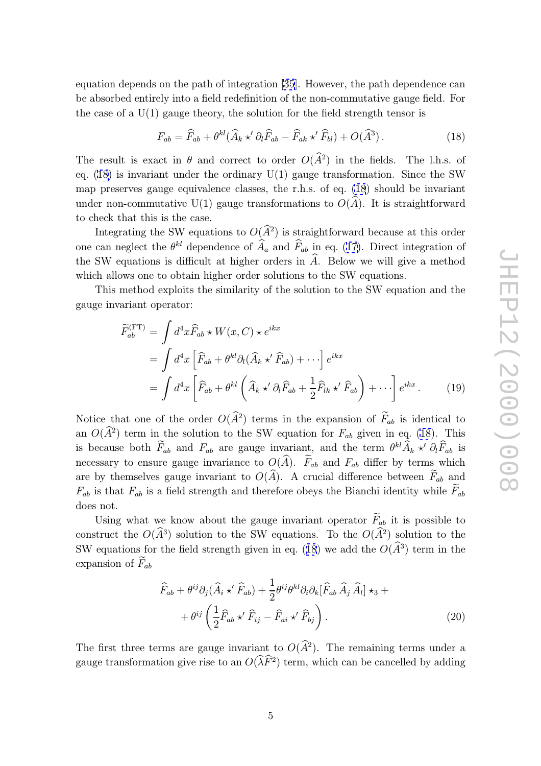equation depends on the path of integration [35]. However, the path dependence can be absorbed entirely into a field redefinition of the non-commutative gauge field. For the case of a U(1) gauge theory, the solution for the field strength tensor is

$$F_{ab} = \widehat{F}_{ab} + \theta^{kl}(\widehat{A}_k \star' \partial_l \widehat{F}_{ab} - \widehat{F}_{ak} \star' \widehat{F}_{bl}) + O(\widehat{A}^3)\,. \tag{18}$$

The result is exact in $\theta$ and correct to order $O(\widehat{A}^2)$ in the fields. The l.h.s. of eq. (18) is invariant under the ordinary U(1) gauge transformation. Since the SW map preserves gauge equivalence classes, the r.h.s. of eq. (18) should be invariant under non-commutative U(1) gauge transformations to $O(\widehat{A})$. It is straightforward to check that this is the case.

Integrating the SW equations to $O(\widehat{A}^2)$ is straightforward because at this order one can neglect the $\theta^{kl}$ dependence of $\widehat{A}_a$ and $\widehat{F}_{ab}$ in eq. (17). Direct integration of the SW equations is difficult at higher orders in $\widehat{A}$. Below we will give a method which allows one to obtain higher order solutions to the SW equations.

This method exploits the similarity of the solution to the SW equation and the gauge invariant operator:

$$\begin{aligned}
\widetilde{F}^{(\mathrm{FT})}_{ab} &= \int d^4x \widehat{F}_{ab} \star W(x,C) \star e^{ikx} \\
&= \int d^4x \left[\widehat{F}_{ab} + \theta^{kl}\partial_l(\widehat{A}_k \star' \widehat{F}_{ab}) + \cdots\right] e^{ikx} \\
&= \int d^4x \left[\widehat{F}_{ab} + \theta^{kl}\left(\widehat{A}_k \star' \partial_l \widehat{F}_{ab} + \frac{1}{2}\widehat{F}_{lk} \star' \widehat{F}_{ab}\right) + \cdots\right] e^{ikx}\,.
\end{aligned} \tag{19}$$

Notice that one of the order $O(\widehat{A}^2)$ terms in the expansion of $\widetilde{F}_{ab}$ is identical to an $O(\widehat{A}^2)$ term in the solution to the SW equation for $F_{ab}$ given in eq. (18). This is because both $\widetilde{F}_{ab}$ and $F_{ab}$ are gauge invariant, and the term $\theta^{kl}\widehat{A}_k \star' \partial_l \widehat{F}_{ab}$ is necessary to ensure gauge invariance to $O(\widehat{A})$. $\widetilde{F}_{ab}$ and $F_{ab}$ differ by terms which are by themselves gauge invariant to $O(\widehat{A})$. A crucial difference between $\widetilde{F}_{ab}$ and $F_{ab}$ is that $F_{ab}$ is a field strength and therefore obeys the Bianchi identity while $\widetilde{F}_{ab}$ does not.

Using what we know about the gauge invariant operator $\widetilde{F}_{ab}$ it is possible to construct the $O(\widehat{A}^3)$ solution to the SW equations. To the $O(\widehat{A}^2)$ solution to the SW equations for the field strength given in eq. (18) we add the $O(\widehat{A}^3)$ term in the expansion of $\widetilde{F}_{ab}$

$$\begin{aligned}
&\widehat{F}_{ab} + \theta^{ij}\partial_j(\widehat{A}_i \star' \widehat{F}_{ab}) + \frac{1}{2}\theta^{ij}\theta^{kl}\partial_i\partial_k[\widehat{F}_{ab}\,\widehat{A}_j\,\widehat{A}_l]\star_3 + \\
&\quad + \theta^{ij}\left(\frac{1}{2}\widehat{F}_{ab} \star' \widehat{F}_{ij} - \widehat{F}_{ai} \star' \widehat{F}_{bj}\right).
\end{aligned} \tag{20}$$

The first three terms are gauge invariant to $O(\widehat{A}^2)$. The remaining terms under a gauge transformation give rise to an $O(\widehat{\lambda}\widehat{F}^2)$ term, which can be cancelled by adding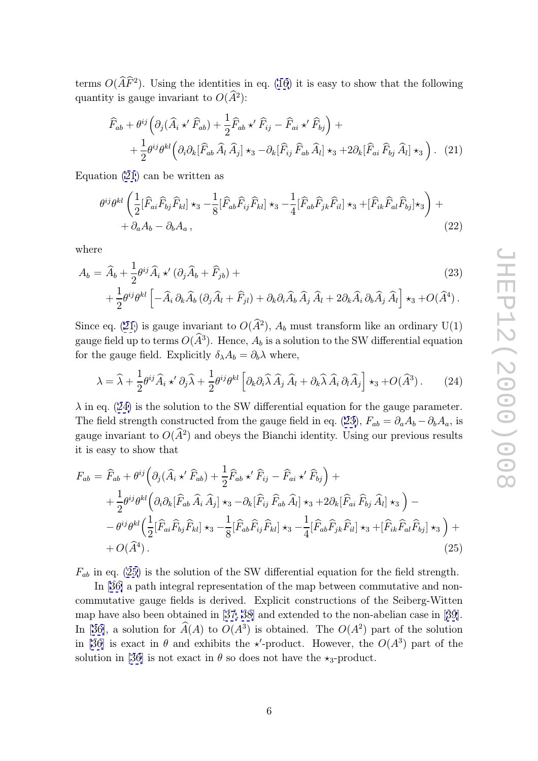terms $O(\widehat{A}\widehat{F}^2)$. Using the identities in eq. (16) it is easy to show that the following quantity is gauge invariant to $O(\widehat{A}^2)$:

$$
\begin{aligned}
&\widehat{F}_{ab} + \theta^{ij}\Big(\partial_j(\widehat{A}_i \star' \widehat{F}_{ab}) + \frac{1}{2}\widehat{F}_{ab} \star' \widehat{F}_{ij} - \widehat{F}_{ai} \star' \widehat{F}_{bj}\Big) + \\
&\quad + \frac{1}{2}\theta^{ij}\theta^{kl}\Big(\partial_i\partial_k[\widehat{F}_{ab}\,\widehat{A}_l\,\widehat{A}_j]\star_3 - \partial_k[\widehat{F}_{ij}\,\widehat{F}_{ab}\,\widehat{A}_l]\star_3 + 2\partial_k[\widehat{F}_{ai}\,\widehat{F}_{bj}\,\widehat{A}_l]\star_3\Big)\,. \qquad (21)
\end{aligned}
$$

Equation (21) can be written as

$$
\begin{aligned}
&\theta^{ij}\theta^{kl}\left(\frac{1}{2}[\widehat{F}_{ai}\widehat{F}_{bj}\widehat{F}_{kl}]\star_3 - \frac{1}{8}[\widehat{F}_{ab}\widehat{F}_{ij}\widehat{F}_{kl}]\star_3 - \frac{1}{4}[\widehat{F}_{ab}\widehat{F}_{jk}\widehat{F}_{il}]\star_3 + [\widehat{F}_{ik}\widehat{F}_{al}\widehat{F}_{bj}]\star_3\right) + \\
&\quad + \partial_a A_b - \partial_b A_a\,, \qquad (22)
\end{aligned}
$$

where

$$
\begin{aligned}
A_b &= \widehat{A}_b + \frac{1}{2}\theta^{ij}\widehat{A}_i \star' (\partial_j\widehat{A}_b + \widehat{F}_{jb}) + \qquad (23)\\
&\quad + \frac{1}{2}\theta^{ij}\theta^{kl}\Big[-\widehat{A}_i\,\partial_k\widehat{A}_b\,(\partial_j\widehat{A}_l + \widehat{F}_{jl}) + \partial_k\partial_i\widehat{A}_b\,\widehat{A}_j\,\widehat{A}_l + 2\partial_k\widehat{A}_i\,\partial_b\widehat{A}_j\,\widehat{A}_l\Big]\star_3 + O(\widehat{A}^4)\,.
\end{aligned}
$$

Since eq. (21) is gauge invariant to $O(\widehat{A}^2)$, $A_b$ must transform like an ordinary U(1) gauge field up to terms $O(\widehat{A}^3)$. Hence, $A_b$ is a solution to the SW differential equation for the gauge field. Explicitly $\delta_\lambda A_b = \partial_b\lambda$ where,

$$
\lambda = \widehat{\lambda} + \frac{1}{2}\theta^{ij}\widehat{A}_i \star' \partial_j\widehat{\lambda} + \frac{1}{2}\theta^{ij}\theta^{kl}\Big[\partial_k\partial_i\widehat{\lambda}\,\widehat{A}_j\,\widehat{A}_l + \partial_k\widehat{\lambda}\,\widehat{A}_i\,\partial_l\widehat{A}_j\Big]\star_3 + O(\widehat{A}^3)\,. \qquad (24)
$$

$\lambda$ in eq. (24) is the solution to the SW differential equation for the gauge parameter. The field strength constructed from the gauge field in eq. (23), $F_{ab} = \partial_a A_b - \partial_b A_a$, is gauge invariant to $O(\widehat{A}^2)$ and obeys the Bianchi identity. Using our previous results it is easy to show that

$$
\begin{aligned}
F_{ab} &= \widehat{F}_{ab} + \theta^{ij}\Big(\partial_j(\widehat{A}_i \star' \widehat{F}_{ab}) + \frac{1}{2}\widehat{F}_{ab} \star' \widehat{F}_{ij} - \widehat{F}_{ai} \star' \widehat{F}_{bj}\Big) + \\
&\quad + \frac{1}{2}\theta^{ij}\theta^{kl}\Big(\partial_i\partial_k[\widehat{F}_{ab}\,\widehat{A}_i\,\widehat{A}_j]\star_3 - \partial_k[\widehat{F}_{ij}\,\widehat{F}_{ab}\,\widehat{A}_l]\star_3 + 2\partial_k[\widehat{F}_{ai}\,\widehat{F}_{bj}\,\widehat{A}_l]\star_3\Big) - \\
&\quad - \theta^{ij}\theta^{kl}\Big(\frac{1}{2}[\widehat{F}_{ai}\widehat{F}_{bj}\widehat{F}_{kl}]\star_3 - \frac{1}{8}[\widehat{F}_{ab}\widehat{F}_{ij}\widehat{F}_{kl}]\star_3 - \frac{1}{4}[\widehat{F}_{ab}\widehat{F}_{jk}\widehat{F}_{il}]\star_3 + [\widehat{F}_{ik}\widehat{F}_{al}\widehat{F}_{bj}]\star_3\Big) + \\
&\quad + O(\widehat{A}^4)\,. \qquad (25)
\end{aligned}
$$

$F_{ab}$ in eq. (25) is the solution of the SW differential equation for the field strength.

In [36] a path integral representation of the map between commutative and non-commutative gauge fields is derived. Explicit constructions of the Seiberg-Witten map have also been obtained in [37, 38] and extended to the non-abelian case in [39]. In [36], a solution for $\widehat{A}(A)$ to $O(A^3)$ is obtained. The $O(A^2)$ part of the solution in [36] is exact in $\theta$ and exhibits the $\star'$-product. However, the $O(A^3)$ part of the solution in [36] is not exact in $\theta$ so does not have the $\star_3$-product.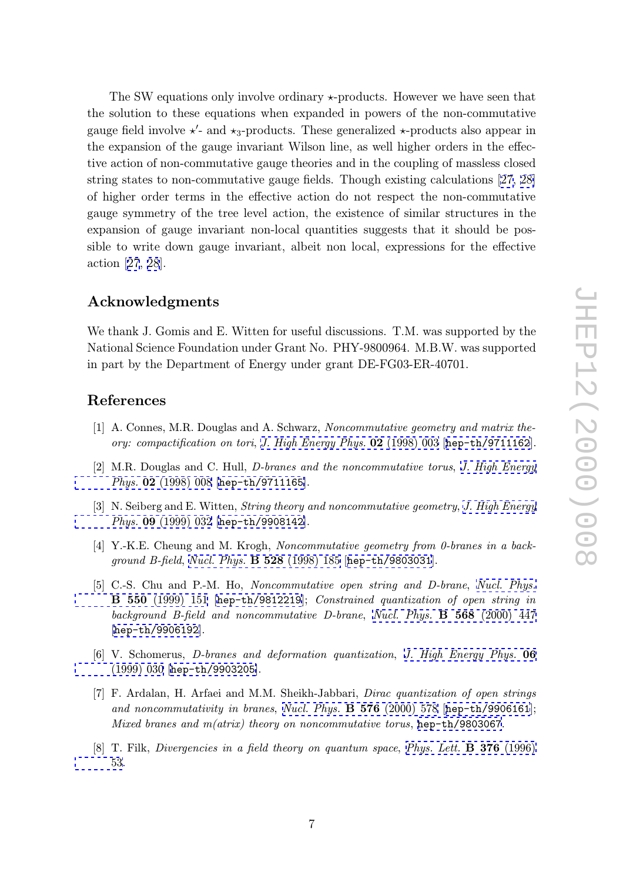The SW equations only involve ordinary $\star$-products. However we have seen that the solution to these equations when expanded in powers of the non-commutative gauge field involve $\star'$- and $\star_3$-products. These generalized $\star$-products also appear in the expansion of the gauge invariant Wilson line, as well higher orders in the effective action of non-commutative gauge theories and in the coupling of massless closed string states to non-commutative gauge fields. Though existing calculations [27, 28] of higher order terms in the effective action do not respect the non-commutative gauge symmetry of the tree level action, the existence of similar structures in the expansion of gauge invariant non-local quantities suggests that it should be possible to write down gauge invariant, albeit non local, expressions for the effective action [27, 28].

## Acknowledgments

We thank J. Gomis and E. Witten for useful discussions. T.M. was supported by the National Science Foundation under Grant No. PHY-9800964. M.B.W. was supported in part by the Department of Energy under grant DE-FG03-ER-40701.

## References

[1] A. Connes, M.R. Douglas and A. Schwarz, *Noncommutative geometry and matrix theory: compactification on tori*, *J. High Energy Phys.* **02** (1998) 003 [hep-th/9711162].

[2] M.R. Douglas and C. Hull, *D-branes and the noncommutative torus*, *J. High Energy Phys.* **02** (1998) 008 [hep-th/9711165].

[3] N. Seiberg and E. Witten, *String theory and noncommutative geometry*, *J. High Energy Phys.* **09** (1999) 032 [hep-th/9908142].

[4] Y.-K.E. Cheung and M. Krogh, *Noncommutative geometry from 0-branes in a background B-field*, *Nucl. Phys.* **B 528** (1998) 185 [hep-th/9803031].

[5] C.-S. Chu and P.-M. Ho, *Noncommutative open string and D-brane*, *Nucl. Phys.* **B 550** (1999) 151 [hep-th/9812219]; *Constrained quantization of open string in background B-field and noncommutative D-brane*, *Nucl. Phys.* **B 568** (2000) 447 [hep-th/9906192].

[6] V. Schomerus, *D-branes and deformation quantization*, *J. High Energy Phys.* **06** (1999) 030 [hep-th/9903205].

[7] F. Ardalan, H. Arfaei and M.M. Sheikh-Jabbari, *Dirac quantization of open strings and noncommutativity in branes*, *Nucl. Phys.* **B 576** (2000) 578 [hep-th/9906161]; *Mixed branes and m(atrix) theory on noncommutative torus*, hep-th/9803067.

[8] T. Filk, *Divergencies in a field theory on quantum space*, *Phys. Lett.* **B 376** (1996) 53.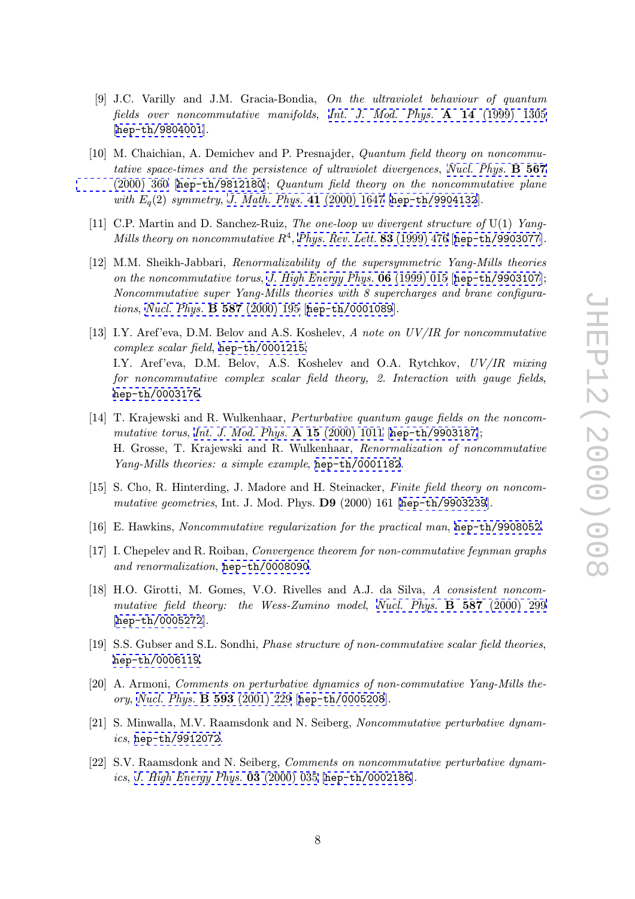[9] J.C. Varilly and J.M. Gracia-Bondia, *On the ultraviolet behaviour of quantum fields over noncommutative manifolds*, *Int. J. Mod. Phys.* **A 14** (1999) 1305 [hep-th/9804001].

[10] M. Chaichian, A. Demichev and P. Presnajder, *Quantum field theory on noncommutative space-times and the persistence of ultraviolet divergences*, *Nucl. Phys.* **B 567** (2000) 360 [hep-th/9812180]; *Quantum field theory on the noncommutative plane with $E_q(2)$ symmetry*, *J. Math. Phys.* **41** (2000) 1647 [hep-th/9904132].

[11] C.P. Martin and D. Sanchez-Ruiz, *The one-loop uv divergent structure of* U(1) *Yang-Mills theory on noncommutative $R^4$*, *Phys. Rev. Lett.* **83** (1999) 476 [hep-th/9903077].

[12] M.M. Sheikh-Jabbari, *Renormalizability of the supersymmetric Yang-Mills theories on the noncommutative torus*, *J. High Energy Phys.* **06** (1999) 015 [hep-th/9903107]; *Noncommutative super Yang-Mills theories with 8 supercharges and brane configurations*, *Nucl. Phys.* **B 587** (2000) 195 [hep-th/0001089].

[13] I.Y. Aref'eva, D.M. Belov and A.S. Koshelev, *A note on UV/IR for noncommutative complex scalar field*, hep-th/0001215;
I.Y. Aref'eva, D.M. Belov, A.S. Koshelev and O.A. Rytchkov, *UV/IR mixing for noncommutative complex scalar field theory, 2. Interaction with gauge fields*, hep-th/0003176.

[14] T. Krajewski and R. Wulkenhaar, *Perturbative quantum gauge fields on the noncommutative torus*, *Int. J. Mod. Phys.* **A 15** (2000) 1011 [hep-th/9903187];
H. Grosse, T. Krajewski and R. Wulkenhaar, *Renormalization of noncommutative Yang-Mills theories: a simple example*, hep-th/0001182.

[15] S. Cho, R. Hinterding, J. Madore and H. Steinacker, *Finite field theory on noncommutative geometries*, Int. J. Mod. Phys. **D9** (2000) 161 [hep-th/9903239].

[16] E. Hawkins, *Noncommutative regularization for the practical man*, hep-th/9908052.

[17] I. Chepelev and R. Roiban, *Convergence theorem for non-commutative feynman graphs and renormalization*, hep-th/0008090.

[18] H.O. Girotti, M. Gomes, V.O. Rivelles and A.J. da Silva, *A consistent noncommutative field theory: the Wess-Zumino model*, *Nucl. Phys.* **B 587** (2000) 299 [hep-th/0005272].

[19] S.S. Gubser and S.L. Sondhi, *Phase structure of non-commutative scalar field theories*, hep-th/0006119.

[20] A. Armoni, *Comments on perturbative dynamics of non-commutative Yang-Mills theory*, *Nucl. Phys.* **B 593** (2001) 229 [hep-th/0005208].

[21] S. Minwalla, M.V. Raamsdonk and N. Seiberg, *Noncommutative perturbative dynamics*, hep-th/9912072.

[22] S.V. Raamsdonk and N. Seiberg, *Comments on noncommutative perturbative dynamics*, *J. High Energy Phys.* **03** (2000) 035 [hep-th/0002186].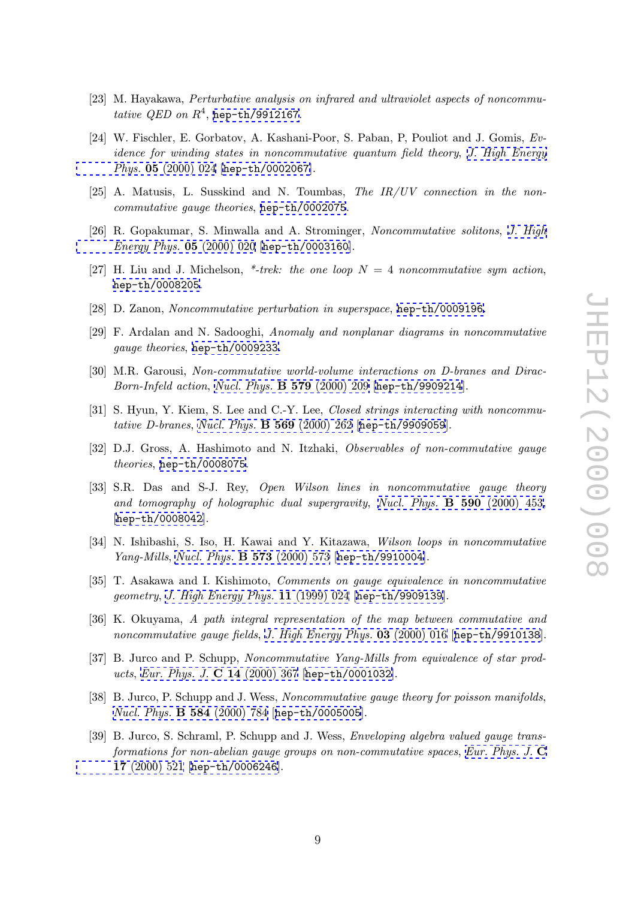[23] M. Hayakawa, *Perturbative analysis on infrared and ultraviolet aspects of noncommutative QED on $R^4$*, hep-th/9912167.

[24] W. Fischler, E. Gorbatov, A. Kashani-Poor, S. Paban, P, Pouliot and J. Gomis, *Evidence for winding states in noncommutative quantum field theory*, J. High Energy Phys. **05** (2000) 024 [hep-th/0002067].

[25] A. Matusis, L. Susskind and N. Toumbas, *The IR/UV connection in the noncommutative gauge theories*, hep-th/0002075.

[26] R. Gopakumar, S. Minwalla and A. Strominger, *Noncommutative solitons*, J. High Energy Phys. **05** (2000) 020 [hep-th/0003160].

[27] H. Liu and J. Michelson, *\*-trek: the one loop $N = 4$ noncommutative sym action*, hep-th/0008205.

[28] D. Zanon, *Noncommutative perturbation in superspace*, hep-th/0009196.

[29] F. Ardalan and N. Sadooghi, *Anomaly and nonplanar diagrams in noncommutative gauge theories*, hep-th/0009233.

[30] M.R. Garousi, *Non-commutative world-volume interactions on D-branes and Dirac-Born-Infeld action*, Nucl. Phys. **B 579** (2000) 209 [hep-th/9909214].

[31] S. Hyun, Y. Kiem, S. Lee and C.-Y. Lee, *Closed strings interacting with noncommutative D-branes*, Nucl. Phys. **B 569** (2000) 262 [hep-th/9909059].

[32] D.J. Gross, A. Hashimoto and N. Itzhaki, *Observables of non-commutative gauge theories*, hep-th/0008075.

[33] S.R. Das and S-J. Rey, *Open Wilson lines in noncommutative gauge theory and tomography of holographic dual supergravity*, Nucl. Phys. **B 590** (2000) 453, [hep-th/0008042].

[34] N. Ishibashi, S. Iso, H. Kawai and Y. Kitazawa, *Wilson loops in noncommutative Yang-Mills*, Nucl. Phys. **B 573** (2000) 573 [hep-th/9910004].

[35] T. Asakawa and I. Kishimoto, *Comments on gauge equivalence in noncommutative geometry*, J. High Energy Phys. **11** (1999) 024 [hep-th/9909139].

[36] K. Okuyama, *A path integral representation of the map between commutative and noncommutative gauge fields*, J. High Energy Phys. **03** (2000) 016 [hep-th/9910138].

[37] B. Jurco and P. Schupp, *Noncommutative Yang-Mills from equivalence of star products*, Eur. Phys. J. **C 14** (2000) 367 [hep-th/0001032].

[38] B. Jurco, P. Schupp and J. Wess, *Noncommutative gauge theory for poisson manifolds*, Nucl. Phys. **B 584** (2000) 784 [hep-th/0005005].

[39] B. Jurco, S. Schraml, P. Schupp and J. Wess, *Enveloping algebra valued gauge transformations for non-abelian gauge groups on non-commutative spaces*, Eur. Phys. J. **C 17** (2000) 521 [hep-th/0006246].